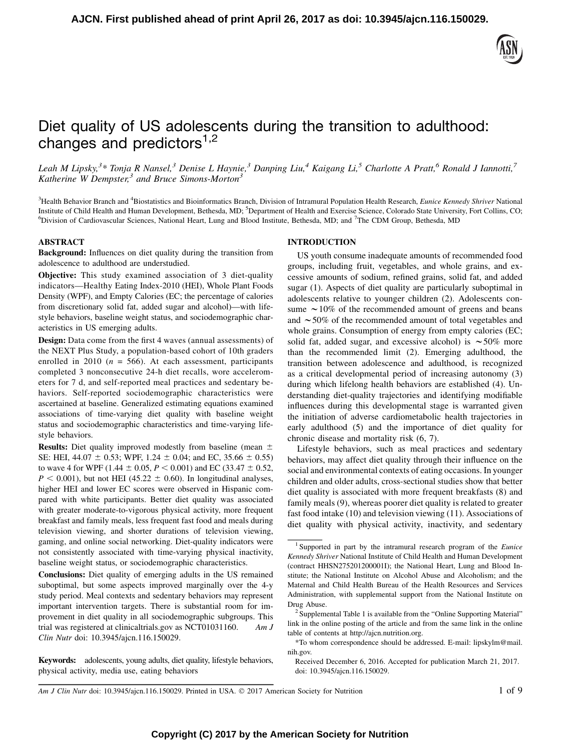# Diet quality of US adolescents during the transition to adulthood: changes and predictors[1,2]

*Leah M Lipsky,[3]* Tonja R Nansel,[3] Denise L Haynie,[3] Danping Liu,[4] Kaigang Li,[5] Charlotte A Pratt,[6] Ronald J Iannotti,[7] Katherine W Dempster,[3] and Bruce Simons-Morton[3]*

[3]Health Behavior Branch and [4]Biostatistics and Bioinformatics Branch, Division of Intramural Population Health Research, *Eunice Kennedy Shriver* National Institute of Child Health and Human Development, Bethesda, MD; [5]Department of Health and Exercise Science, Colorado State University, Fort Collins, CO; [6]Division of Cardiovascular Sciences, National Heart, Lung and Blood Institute, Bethesda, MD; and [7]The CDM Group, Bethesda, MD

## ABSTRACT

**Background:** Influences on diet quality during the transition from adolescence to adulthood are understudied.

**Objective:** This study examined association of 3 diet-quality indicators—Healthy Eating Index-2010 (HEI), Whole Plant Foods Density (WPF), and Empty Calories (EC; the percentage of calories from discretionary solid fat, added sugar and alcohol)—with lifestyle behaviors, baseline weight status, and sociodemographic characteristics in US emerging adults.

**Design:** Data come from the first 4 waves (annual assessments) of the NEXT Plus Study, a population-based cohort of 10th graders enrolled in 2010 ($n$ = 566). At each assessment, participants completed 3 nonconsecutive 24-h diet recalls, wore accelerometers for 7 d, and self-reported meal practices and sedentary behaviors. Self-reported sociodemographic characteristics were ascertained at baseline. Generalized estimating equations examined associations of time-varying diet quality with baseline weight status and sociodemographic characteristics and time-varying lifestyle behaviors.

**Results:** Diet quality improved modestly from baseline (mean ± SE: HEI, 44.07 ± 0.53; WPF, 1.24 ± 0.04; and EC, 35.66 ± 0.55) to wave 4 for WPF (1.44 ± 0.05, $P < 0.001$) and EC (33.47 ± 0.52, $P < 0.001$), but not HEI (45.22 ± 0.60). In longitudinal analyses, higher HEI and lower EC scores were observed in Hispanic compared with white participants. Better diet quality was associated with greater moderate-to-vigorous physical activity, more frequent breakfast and family meals, less frequent fast food and meals during television viewing, and shorter durations of television viewing, gaming, and online social networking. Diet-quality indicators were not consistently associated with time-varying physical inactivity, baseline weight status, or sociodemographic characteristics.

**Conclusions:** Diet quality of emerging adults in the US remained suboptimal, but some aspects improved marginally over the 4-y study period. Meal contexts and sedentary behaviors may represent important intervention targets. There is substantial room for improvement in diet quality in all sociodemographic subgroups. This trial was registered at clinicaltrials.gov as NCT01031160. *Am J Clin Nutr* doi: 10.3945/ajcn.116.150029.

**Keywords:** adolescents, young adults, diet quality, lifestyle behaviors, physical activity, media use, eating behaviors

## INTRODUCTION

US youth consume inadequate amounts of recommended food groups, including fruit, vegetables, and whole grains, and excessive amounts of sodium, refined grains, solid fat, and added sugar (1). Aspects of diet quality are particularly suboptimal in adolescents relative to younger children (2). Adolescents consume ∼10% of the recommended amount of greens and beans and ∼50% of the recommended amount of total vegetables and whole grains. Consumption of energy from empty calories (EC; solid fat, added sugar, and excessive alcohol) is ∼50% more than the recommended limit (2). Emerging adulthood, the transition between adolescence and adulthood, is recognized as a critical developmental period of increasing autonomy (3) during which lifelong health behaviors are established (4). Understanding diet-quality trajectories and identifying modifiable influences during this developmental stage is warranted given the initiation of adverse cardiometabolic health trajectories in early adulthood (5) and the importance of diet quality for chronic disease and mortality risk (6, 7).

Lifestyle behaviors, such as meal practices and sedentary behaviors, may affect diet quality through their influence on the social and environmental contexts of eating occasions. In younger children and older adults, cross-sectional studies show that better diet quality is associated with more frequent breakfasts (8) and family meals (9), whereas poorer diet quality is related to greater fast food intake (10) and television viewing (11). Associations of diet quality with physical activity, inactivity, and sedentary

---

[1] Supported in part by the intramural research program of the *Eunice Kennedy Shriver* National Institute of Child Health and Human Development (contract HHSN275201200001I); the National Heart, Lung and Blood Institute; the National Institute on Alcohol Abuse and Alcoholism; and the Maternal and Child Health Bureau of the Health Resources and Services Administration, with supplemental support from the National Institute on Drug Abuse.

[2] Supplemental Table 1 is available from the "Online Supporting Material" link in the online posting of the article and from the same link in the online table of contents at http://ajcn.nutrition.org.

*To whom correspondence should be addressed. E-mail: lipskylm@mail.nih.gov.

Received December 6, 2016. Accepted for publication March 21, 2017.
doi: 10.3945/ajcn.116.150029.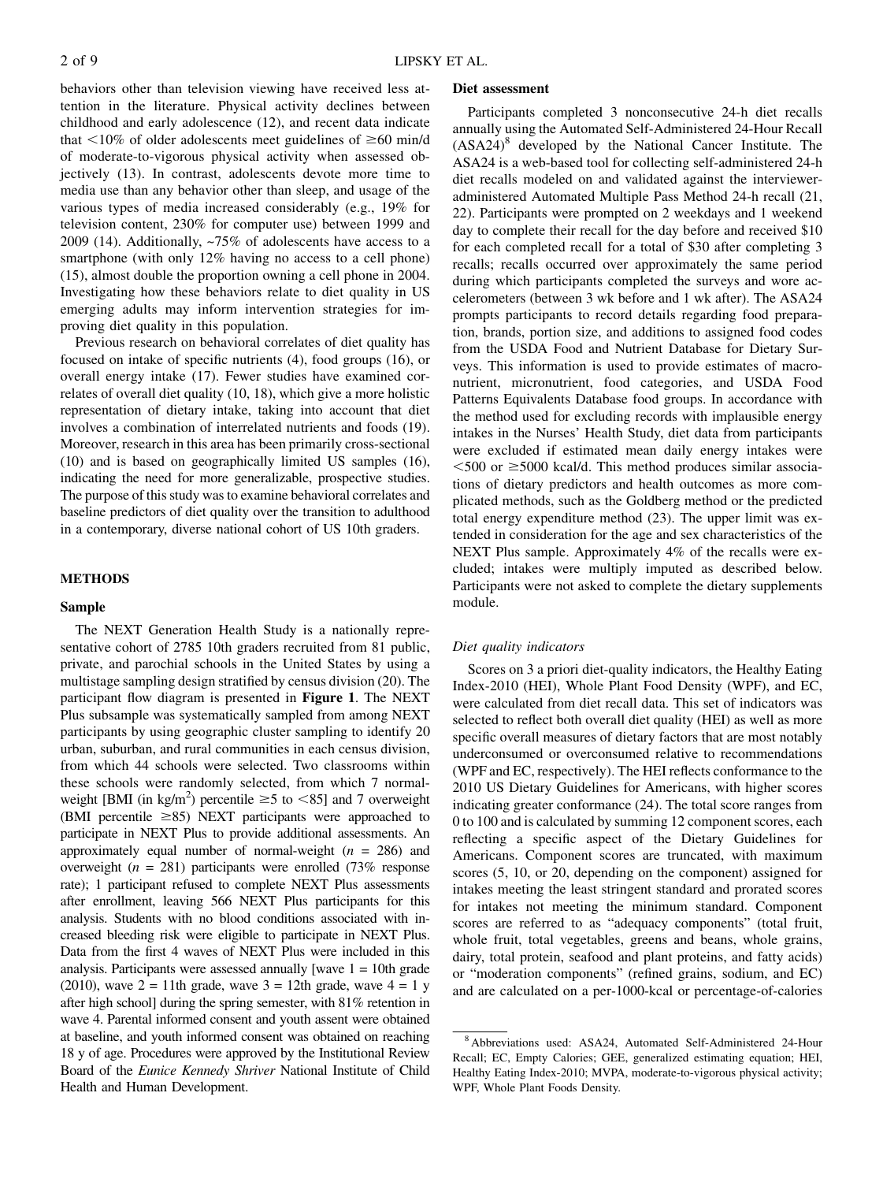behaviors other than television viewing have received less attention in the literature. Physical activity declines between childhood and early adolescence (12), and recent data indicate that <10% of older adolescents meet guidelines of ≥60 min/d of moderate-to-vigorous physical activity when assessed objectively (13). In contrast, adolescents devote more time to media use than any behavior other than sleep, and usage of the various types of media increased considerably (e.g., 19% for television content, 230% for computer use) between 1999 and 2009 (14). Additionally, ~75% of adolescents have access to a smartphone (with only 12% having no access to a cell phone) (15), almost double the proportion owning a cell phone in 2004. Investigating how these behaviors relate to diet quality in US emerging adults may inform intervention strategies for improving diet quality in this population.

Previous research on behavioral correlates of diet quality has focused on intake of specific nutrients (4), food groups (16), or overall energy intake (17). Fewer studies have examined correlates of overall diet quality (10, 18), which give a more holistic representation of dietary intake, taking into account that diet involves a combination of interrelated nutrients and foods (19). Moreover, research in this area has been primarily cross-sectional (10) and is based on geographically limited US samples (16), indicating the need for more generalizable, prospective studies. The purpose of this study was to examine behavioral correlates and baseline predictors of diet quality over the transition to adulthood in a contemporary, diverse national cohort of US 10th graders.

## METHODS

### Sample

The NEXT Generation Health Study is a nationally representative cohort of 2785 10th graders recruited from 81 public, private, and parochial schools in the United States by using a multistage sampling design stratified by census division (20). The participant flow diagram is presented in **Figure 1**. The NEXT Plus subsample was systematically sampled from among NEXT participants by using geographic cluster sampling to identify 20 urban, suburban, and rural communities in each census division, from which 44 schools were selected. Two classrooms within these schools were randomly selected, from which 7 normal-weight [BMI (in kg/m$^2$) percentile ≥5 to <85] and 7 overweight (BMI percentile ≥85) NEXT participants were approached to participate in NEXT Plus to provide additional assessments. An approximately equal number of normal-weight ($n$ = 286) and overweight ($n$ = 281) participants were enrolled (73% response rate); 1 participant refused to complete NEXT Plus assessments after enrollment, leaving 566 NEXT Plus participants for this analysis. Students with no blood conditions associated with increased bleeding risk were eligible to participate in NEXT Plus. Data from the first 4 waves of NEXT Plus were included in this analysis. Participants were assessed annually [wave 1 = 10th grade (2010), wave 2 = 11th grade, wave 3 = 12th grade, wave 4 = 1 y after high school] during the spring semester, with 81% retention in wave 4. Parental informed consent and youth assent were obtained at baseline, and youth informed consent was obtained on reaching 18 y of age. Procedures were approved by the Institutional Review Board of the *Eunice Kennedy Shriver* National Institute of Child Health and Human Development.

### Diet assessment

Participants completed 3 nonconsecutive 24-h diet recalls annually using the Automated Self-Administered 24-Hour Recall (ASA24)[8] developed by the National Cancer Institute. The ASA24 is a web-based tool for collecting self-administered 24-h diet recalls modeled on and validated against the interviewer-administered Automated Multiple Pass Method 24-h recall (21, 22). Participants were prompted on 2 weekdays and 1 weekend day to complete their recall for the day before and received $10 for each completed recall for a total of $30 after completing 3 recalls; recalls occurred over approximately the same period during which participants completed the surveys and wore accelerometers (between 3 wk before and 1 wk after). The ASA24 prompts participants to record details regarding food preparation, brands, portion size, and additions to assigned food codes from the USDA Food and Nutrient Database for Dietary Surveys. This information is used to provide estimates of macronutrient, micronutrient, food categories, and USDA Food Patterns Equivalents Database food groups. In accordance with the method used for excluding records with implausible energy intakes in the Nurses' Health Study, diet data from participants were excluded if estimated mean daily energy intakes were <500 or ≥5000 kcal/d. This method produces similar associations of dietary predictors and health outcomes as more complicated methods, such as the Goldberg method or the predicted total energy expenditure method (23). The upper limit was extended in consideration for the age and sex characteristics of the NEXT Plus sample. Approximately 4% of the recalls were excluded; intakes were multiply imputed as described below. Participants were not asked to complete the dietary supplements module.

#### *Diet quality indicators*

Scores on 3 a priori diet-quality indicators, the Healthy Eating Index-2010 (HEI), Whole Plant Food Density (WPF), and EC, were calculated from diet recall data. This set of indicators was selected to reflect both overall diet quality (HEI) as well as more specific overall measures of dietary factors that are most notably underconsumed or overconsumed relative to recommendations (WPF and EC, respectively). The HEI reflects conformance to the 2010 US Dietary Guidelines for Americans, with higher scores indicating greater conformance (24). The total score ranges from 0 to 100 and is calculated by summing 12 component scores, each reflecting a specific aspect of the Dietary Guidelines for Americans. Component scores are truncated, with maximum scores (5, 10, or 20, depending on the component) assigned for intakes meeting the least stringent standard and prorated scores for intakes not meeting the minimum standard. Component scores are referred to as "adequacy components" (total fruit, whole fruit, total vegetables, greens and beans, whole grains, dairy, total protein, seafood and plant proteins, and fatty acids) or "moderation components" (refined grains, sodium, and EC) and are calculated on a per-1000-kcal or percentage-of-calories

[8] Abbreviations used: ASA24, Automated Self-Administered 24-Hour Recall; EC, Empty Calories; GEE, generalized estimating equation; HEI, Healthy Eating Index-2010; MVPA, moderate-to-vigorous physical activity; WPF, Whole Plant Foods Density.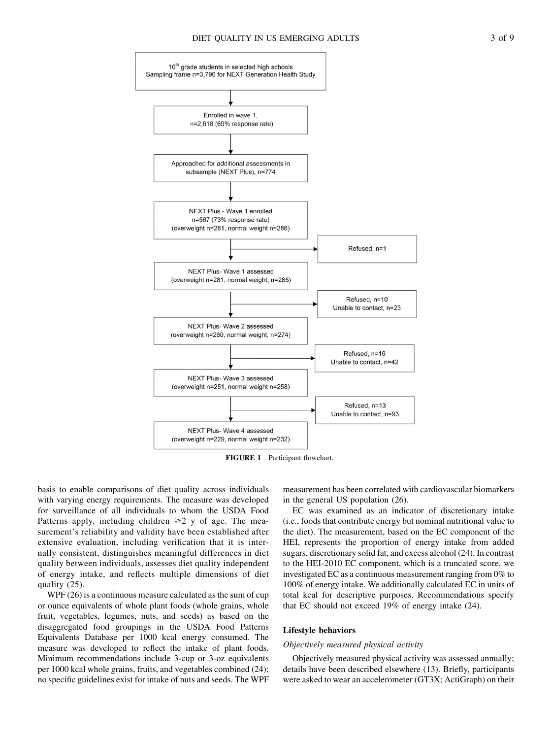10[th] grade students in selected high schools
Sampling frame n=3,796 for NEXT Generation Health Study

Enrolled in wave 1, n=2,618 (69% response rate)

Approached for additional assessments in subsample (NEXT Plus), n=774

NEXT Plus - Wave 1 enrolled n=567 (73% response rate) (overweight n=281, normal weight n=286)

Refused, n=1

NEXT Plus- Wave 1 assessed (overweight n=281, normal weight, n=285)

Refused, n=10
Unable to contact, n=23

NEXT Plus- Wave 2 assessed (overweight n=260, normal weight, n=274)

Refused, n=16
Unable to contact, n=42

NEXT Plus- Wave 3 assessed (overweight n=251, normal weight n=258)

Refused, n=13
Unable to contact, n=93

NEXT Plus- Wave 4 assessed (overweight n=229, normal weight n=232)

**FIGURE 1** Participant flowchart.

basis to enable comparisons of diet quality across individuals with varying energy requirements. The measure was developed for surveillance of all individuals to whom the USDA Food Patterns apply, including children ≥2 y of age. The measurement's reliability and validity have been established after extensive evaluation, including verification that it is internally consistent, distinguishes meaningful differences in diet quality between individuals, assesses diet quality independent of energy intake, and reflects multiple dimensions of diet quality (25).

WPF (26) is a continuous measure calculated as the sum of cup or ounce equivalents of whole plant foods (whole grains, whole fruit, vegetables, legumes, nuts, and seeds) as based on the disaggregated food groupings in the USDA Food Patterns Equivalents Database per 1000 kcal energy consumed. The measure was developed to reflect the intake of plant foods. Minimum recommendations include 3-cup or 3-oz equivalents per 1000 kcal whole grains, fruits, and vegetables combined (24); no specific guidelines exist for intake of nuts and seeds. The WPF measurement has been correlated with cardiovascular biomarkers in the general US population (26).

EC was examined as an indicator of discretionary intake (i.e., foods that contribute energy but nominal nutritional value to the diet). The measurement, based on the EC component of the HEI, represents the proportion of energy intake from added sugars, discretionary solid fat, and excess alcohol (24). In contrast to the HEI-2010 EC component, which is a truncated score, we investigated EC as a continuous measurement ranging from 0% to 100% of energy intake. We additionally calculated EC in units of total kcal for descriptive purposes. Recommendations specify that EC should not exceed 19% of energy intake (24).

### Lifestyle behaviors

#### *Objectively measured physical activity*

Objectively measured physical activity was assessed annually; details have been described elsewhere (13). Briefly, participants were asked to wear an accelerometer (GT3X; ActiGraph) on their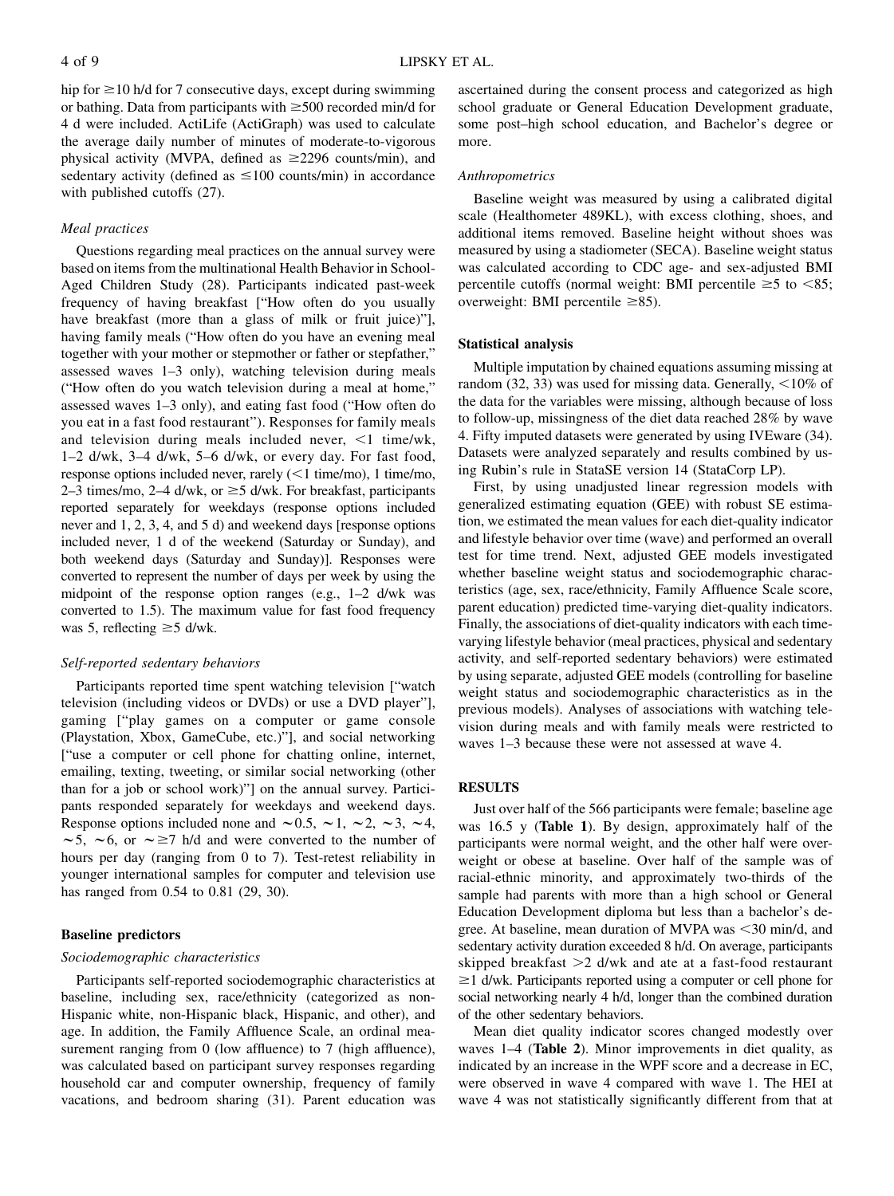hip for ≥10 h/d for 7 consecutive days, except during swimming or bathing. Data from participants with ≥500 recorded min/d for 4 d were included. ActiLife (ActiGraph) was used to calculate the average daily number of minutes of moderate-to-vigorous physical activity (MVPA, defined as ≥2296 counts/min), and sedentary activity (defined as ≤100 counts/min) in accordance with published cutoffs (27).

#### Meal practices

Questions regarding meal practices on the annual survey were based on items from the multinational Health Behavior in School-Aged Children Study (28). Participants indicated past-week frequency of having breakfast ["How often do you usually have breakfast (more than a glass of milk or fruit juice)"], having family meals ("How often do you have an evening meal together with your mother or stepmother or father or stepfather," assessed waves 1–3 only), watching television during meals ("How often do you watch television during a meal at home," assessed waves 1–3 only), and eating fast food ("How often do you eat in a fast food restaurant"). Responses for family meals and television during meals included never, <1 time/wk, 1–2 d/wk, 3–4 d/wk, 5–6 d/wk, or every day. For fast food, response options included never, rarely (<1 time/mo), 1 time/mo, 2–3 times/mo, 2–4 d/wk, or ≥5 d/wk. For breakfast, participants reported separately for weekdays (response options included never and 1, 2, 3, 4, and 5 d) and weekend days [response options included never, 1 d of the weekend (Saturday or Sunday), and both weekend days (Saturday and Sunday)]. Responses were converted to represent the number of days per week by using the midpoint of the response option ranges (e.g., 1–2 d/wk was converted to 1.5). The maximum value for fast food frequency was 5, reflecting ≥5 d/wk.

#### Self-reported sedentary behaviors

Participants reported time spent watching television ["watch television (including videos or DVDs) or use a DVD player"], gaming ["play games on a computer or game console (Playstation, Xbox, GameCube, etc.)"], and social networking ["use a computer or cell phone for chatting online, internet, emailing, texting, tweeting, or similar social networking (other than for a job or school work)"] on the annual survey. Participants responded separately for weekdays and weekend days. Response options included none and ∼0.5, ∼1, ∼2, ∼3, ∼4, ∼5, ∼6, or ∼≥7 h/d and were converted to the number of hours per day (ranging from 0 to 7). Test-retest reliability in younger international samples for computer and television use has ranged from 0.54 to 0.81 (29, 30).

### Baseline predictors

#### Sociodemographic characteristics

Participants self-reported sociodemographic characteristics at baseline, including sex, race/ethnicity (categorized as non-Hispanic white, non-Hispanic black, Hispanic, and other), and age. In addition, the Family Affluence Scale, an ordinal measurement ranging from 0 (low affluence) to 7 (high affluence), was calculated based on participant survey responses regarding household car and computer ownership, frequency of family vacations, and bedroom sharing (31). Parent education was ascertained during the consent process and categorized as high school graduate or General Education Development graduate, some post–high school education, and Bachelor's degree or more.

#### Anthropometrics

Baseline weight was measured by using a calibrated digital scale (Healthometer 489KL), with excess clothing, shoes, and additional items removed. Baseline height without shoes was measured by using a stadiometer (SECA). Baseline weight status was calculated according to CDC age- and sex-adjusted BMI percentile cutoffs (normal weight: BMI percentile ≥5 to <85; overweight: BMI percentile ≥85).

### Statistical analysis

Multiple imputation by chained equations assuming missing at random (32, 33) was used for missing data. Generally, <10% of the data for the variables were missing, although because of loss to follow-up, missingness of the diet data reached 28% by wave 4. Fifty imputed datasets were generated by using IVEware (34). Datasets were analyzed separately and results combined by using Rubin's rule in StataSE version 14 (StataCorp LP).

First, by using unadjusted linear regression models with generalized estimating equation (GEE) with robust SE estimation, we estimated the mean values for each diet-quality indicator and lifestyle behavior over time (wave) and performed an overall test for time trend. Next, adjusted GEE models investigated whether baseline weight status and sociodemographic characteristics (age, sex, race/ethnicity, Family Affluence Scale score, parent education) predicted time-varying diet-quality indicators. Finally, the associations of diet-quality indicators with each time-varying lifestyle behavior (meal practices, physical and sedentary activity, and self-reported sedentary behaviors) were estimated by using separate, adjusted GEE models (controlling for baseline weight status and sociodemographic characteristics as in the previous models). Analyses of associations with watching television during meals and with family meals were restricted to waves 1–3 because these were not assessed at wave 4.

## RESULTS

Just over half of the 566 participants were female; baseline age was 16.5 y (**Table 1**). By design, approximately half of the participants were normal weight, and the other half were overweight or obese at baseline. Over half of the sample was of racial-ethnic minority, and approximately two-thirds of the sample had parents with more than a high school or General Education Development diploma but less than a bachelor's degree. At baseline, mean duration of MVPA was <30 min/d, and sedentary activity duration exceeded 8 h/d. On average, participants skipped breakfast >2 d/wk and ate at a fast-food restaurant ≥1 d/wk. Participants reported using a computer or cell phone for social networking nearly 4 h/d, longer than the combined duration of the other sedentary behaviors.

Mean diet quality indicator scores changed modestly over waves 1–4 (**Table 2**). Minor improvements in diet quality, as indicated by an increase in the WPF score and a decrease in EC, were observed in wave 4 compared with wave 1. The HEI at wave 4 was not statistically significantly different from that at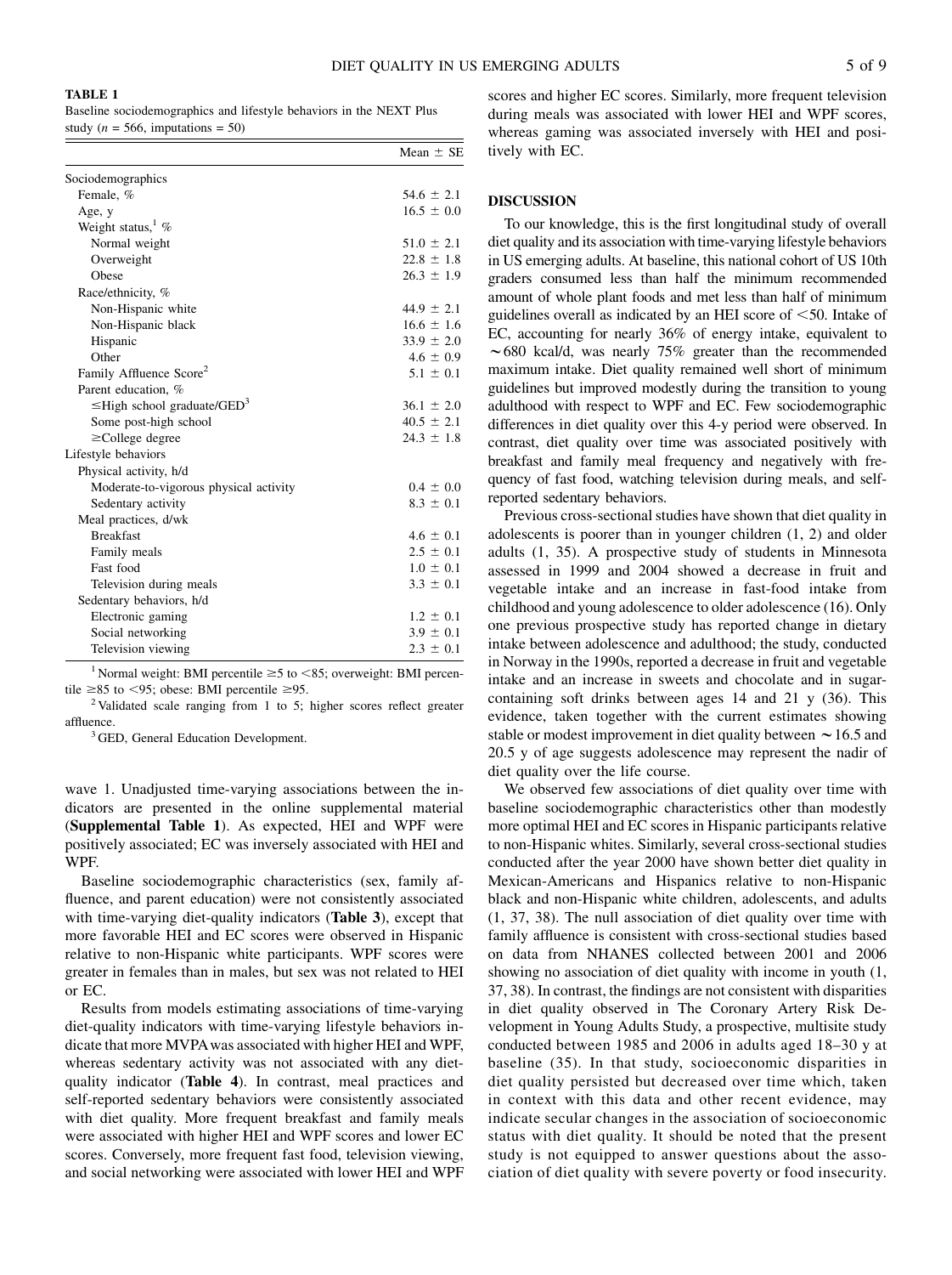**TABLE 1**
Baseline sociodemographics and lifestyle behaviors in the NEXT Plus study ($n$ = 566, imputations = 50)

| | Mean ± SE |
|---|---|
| Sociodemographics | |
| Female, % | 54.6 ± 2.1 |
| Age, y | 16.5 ± 0.0 |
| Weight status,[1] % | |
| Normal weight | 51.0 ± 2.1 |
| Overweight | 22.8 ± 1.8 |
| Obese | 26.3 ± 1.9 |
| Race/ethnicity, % | |
| Non-Hispanic white | 44.9 ± 2.1 |
| Non-Hispanic black | 16.6 ± 1.6 |
| Hispanic | 33.9 ± 2.0 |
| Other | 4.6 ± 0.9 |
| Family Affluence Score[2] | 5.1 ± 0.1 |
| Parent education, % | |
| ≤High school graduate/GED[3] | 36.1 ± 2.0 |
| Some post-high school | 40.5 ± 2.1 |
| ≥College degree | 24.3 ± 1.8 |
| Lifestyle behaviors | |
| Physical activity, h/d | |
| Moderate-to-vigorous physical activity | 0.4 ± 0.0 |
| Sedentary activity | 8.3 ± 0.1 |
| Meal practices, d/wk | |
| Breakfast | 4.6 ± 0.1 |
| Family meals | 2.5 ± 0.1 |
| Fast food | 1.0 ± 0.1 |
| Television during meals | 3.3 ± 0.1 |
| Sedentary behaviors, h/d | |
| Electronic gaming | 1.2 ± 0.1 |
| Social networking | 3.9 ± 0.1 |
| Television viewing | 2.3 ± 0.1 |

[1] Normal weight: BMI percentile ≥5 to <85; overweight: BMI percentile ≥85 to <95; obese: BMI percentile ≥95.

[2] Validated scale ranging from 1 to 5; higher scores reflect greater affluence.

[3] GED, General Education Development.

wave 1. Unadjusted time-varying associations between the indicators are presented in the online supplemental material (**Supplemental Table 1**). As expected, HEI and WPF were positively associated; EC was inversely associated with HEI and WPF.

Baseline sociodemographic characteristics (sex, family affluence, and parent education) were not consistently associated with time-varying diet-quality indicators (**Table 3**), except that more favorable HEI and EC scores were observed in Hispanic relative to non-Hispanic white participants. WPF scores were greater in females than in males, but sex was not related to HEI or EC.

Results from models estimating associations of time-varying diet-quality indicators with time-varying lifestyle behaviors indicate that more MVPA was associated with higher HEI and WPF, whereas sedentary activity was not associated with any diet-quality indicator (**Table 4**). In contrast, meal practices and self-reported sedentary behaviors were consistently associated with diet quality. More frequent breakfast and family meals were associated with higher HEI and WPF scores and lower EC scores. Conversely, more frequent fast food, television viewing, and social networking were associated with lower HEI and WPF scores and higher EC scores. Similarly, more frequent television during meals was associated with lower HEI and WPF scores, whereas gaming was associated inversely with HEI and positively with EC.

## DISCUSSION

To our knowledge, this is the first longitudinal study of overall diet quality and its association with time-varying lifestyle behaviors in US emerging adults. At baseline, this national cohort of US 10th graders consumed less than half the minimum recommended amount of whole plant foods and met less than half of minimum guidelines overall as indicated by an HEI score of <50. Intake of EC, accounting for nearly 36% of energy intake, equivalent to ~680 kcal/d, was nearly 75% greater than the recommended maximum intake. Diet quality remained well short of minimum guidelines but improved modestly during the transition to young adulthood with respect to WPF and EC. Few sociodemographic differences in diet quality over this 4-y period were observed. In contrast, diet quality over time was associated positively with breakfast and family meal frequency and negatively with frequency of fast food, watching television during meals, and self-reported sedentary behaviors.

Previous cross-sectional studies have shown that diet quality in adolescents is poorer than in younger children (1, 2) and older adults (1, 35). A prospective study of students in Minnesota assessed in 1999 and 2004 showed a decrease in fruit and vegetable intake and an increase in fast-food intake from childhood and young adolescence to older adolescence (16). Only one previous prospective study has reported change in dietary intake between adolescence and adulthood; the study, conducted in Norway in the 1990s, reported a decrease in fruit and vegetable intake and an increase in sweets and chocolate and in sugar-containing soft drinks between ages 14 and 21 y (36). This evidence, taken together with the current estimates showing stable or modest improvement in diet quality between ~16.5 and 20.5 y of age suggests adolescence may represent the nadir of diet quality over the life course.

We observed few associations of diet quality over time with baseline sociodemographic characteristics other than modestly more optimal HEI and EC scores in Hispanic participants relative to non-Hispanic whites. Similarly, several cross-sectional studies conducted after the year 2000 have shown better diet quality in Mexican-Americans and Hispanics relative to non-Hispanic black and non-Hispanic white children, adolescents, and adults (1, 37, 38). The null association of diet quality over time with family affluence is consistent with cross-sectional studies based on data from NHANES collected between 2001 and 2006 showing no association of diet quality with income in youth (1, 37, 38). In contrast, the findings are not consistent with disparities in diet quality observed in The Coronary Artery Risk Development in Young Adults Study, a prospective, multisite study conducted between 1985 and 2006 in adults aged 18–30 y at baseline (35). In that study, socioeconomic disparities in diet quality persisted but decreased over time which, taken in context with this data and other recent evidence, may indicate secular changes in the association of socioeconomic status with diet quality. It should be noted that the present study is not equipped to answer questions about the association of diet quality with severe poverty or food insecurity.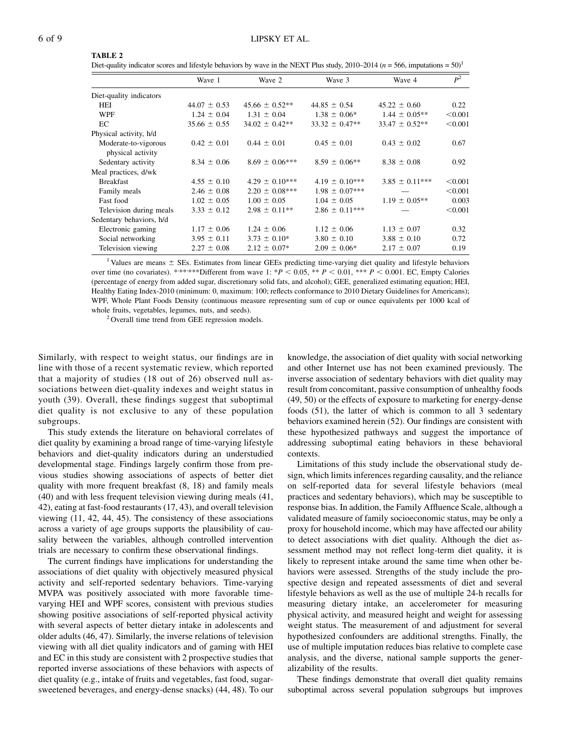**TABLE 2**

Diet-quality indicator scores and lifestyle behaviors by wave in the NEXT Plus study, 2010–2014 ($n$ = 566, imputations = 50)[1]

| | Wave 1 | Wave 2 | Wave 3 | Wave 4 | $P$[2] |
|---|---|---|---|---|---|
| Diet-quality indicators | | | | | |
| HEI | 44.07 ± 0.53 | 45.66 ± 0.52** | 44.85 ± 0.54 | 45.22 ± 0.60 | 0.22 |
| WPF | 1.24 ± 0.04 | 1.31 ± 0.04 | 1.38 ± 0.06* | 1.44 ± 0.05** | <0.001 |
| EC | 35.66 ± 0.55 | 34.02 ± 0.42** | 33.32 ± 0.47** | 33.47 ± 0.52** | <0.001 |
| Physical activity, h/d | | | | | |
| Moderate-to-vigorous physical activity | 0.42 ± 0.01 | 0.44 ± 0.01 | 0.45 ± 0.01 | 0.43 ± 0.02 | 0.67 |
| Sedentary activity | 8.34 ± 0.06 | 8.69 ± 0.06*** | 8.59 ± 0.06** | 8.38 ± 0.08 | 0.92 |
| Meal practices, d/wk | | | | | |
| Breakfast | 4.55 ± 0.10 | 4.29 ± 0.10*** | 4.19 ± 0.10*** | 3.85 ± 0.11*** | <0.001 |
| Family meals | 2.46 ± 0.08 | 2.20 ± 0.08*** | 1.98 ± 0.07*** | — | <0.001 |
| Fast food | 1.02 ± 0.05 | 1.00 ± 0.05 | 1.04 ± 0.05 | 1.19 ± 0.05** | 0.003 |
| Television during meals | 3.33 ± 0.12 | 2.98 ± 0.11** | 2.86 ± 0.11*** | — | <0.001 |
| Sedentary behaviors, h/d | | | | | |
| Electronic gaming | 1.17 ± 0.06 | 1.24 ± 0.06 | 1.12 ± 0.06 | 1.13 ± 0.07 | 0.32 |
| Social networking | 3.95 ± 0.11 | 3.73 ± 0.10* | 3.80 ± 0.10 | 3.88 ± 0.10 | 0.72 |
| Television viewing | 2.27 ± 0.08 | 2.12 ± 0.07* | 2.09 ± 0.06* | 2.17 ± 0.07 | 0.19 |

[1] Values are means ± SEs. Estimates from linear GEEs predicting time-varying diet quality and lifestyle behaviors over time (no covariates). *,**,***Different from wave 1: *$P < 0.05$, ** $P < 0.01$, *** $P < 0.001$. EC, Empty Calories (percentage of energy from added sugar, discretionary solid fats, and alcohol); GEE, generalized estimating equation; HEI, Healthy Eating Index-2010 (minimum: 0, maximum: 100; reflects conformance to 2010 Dietary Guidelines for Americans); WPF, Whole Plant Foods Density (continuous measure representing sum of cup or ounce equivalents per 1000 kcal of whole fruits, vegetables, legumes, nuts, and seeds).

[2] Overall time trend from GEE regression models.

Similarly, with respect to weight status, our findings are in line with those of a recent systematic review, which reported that a majority of studies (18 out of 26) observed null associations between diet-quality indexes and weight status in youth (39). Overall, these findings suggest that suboptimal diet quality is not exclusive to any of these population subgroups.

This study extends the literature on behavioral correlates of diet quality by examining a broad range of time-varying lifestyle behaviors and diet-quality indicators during an understudied developmental stage. Findings largely confirm those from previous studies showing associations of aspects of better diet quality with more frequent breakfast (8, 18) and family meals (40) and with less frequent television viewing during meals (41, 42), eating at fast-food restaurants (17, 43), and overall television viewing (11, 42, 44, 45). The consistency of these associations across a variety of age groups supports the plausibility of causality between the variables, although controlled intervention trials are necessary to confirm these observational findings.

The current findings have implications for understanding the associations of diet quality with objectively measured physical activity and self-reported sedentary behaviors. Time-varying MVPA was positively associated with more favorable time-varying HEI and WPF scores, consistent with previous studies showing positive associations of self-reported physical activity with several aspects of better dietary intake in adolescents and older adults (46, 47). Similarly, the inverse relations of television viewing with all diet quality indicators and of gaming with HEI and EC in this study are consistent with 2 prospective studies that reported inverse associations of these behaviors with aspects of diet quality (e.g., intake of fruits and vegetables, fast food, sugar-sweetened beverages, and energy-dense snacks) (44, 48). To our knowledge, the association of diet quality with social networking and other Internet use has not been examined previously. The inverse association of sedentary behaviors with diet quality may result from concomitant, passive consumption of unhealthy foods (49, 50) or the effects of exposure to marketing for energy-dense foods (51), the latter of which is common to all 3 sedentary behaviors examined herein (52). Our findings are consistent with these hypothesized pathways and suggest the importance of addressing suboptimal eating behaviors in these behavioral contexts.

Limitations of this study include the observational study design, which limits inferences regarding causality, and the reliance on self-reported data for several lifestyle behaviors (meal practices and sedentary behaviors), which may be susceptible to response bias. In addition, the Family Affluence Scale, although a validated measure of family socioeconomic status, may be only a proxy for household income, which may have affected our ability to detect associations with diet quality. Although the diet assessment method may not reflect long-term diet quality, it is likely to represent intake around the same time when other behaviors were assessed. Strengths of the study include the prospective design and repeated assessments of diet and several lifestyle behaviors as well as the use of multiple 24-h recalls for measuring dietary intake, an accelerometer for measuring physical activity, and measured height and weight for assessing weight status. The measurement of and adjustment for several hypothesized confounders are additional strengths. Finally, the use of multiple imputation reduces bias relative to complete case analysis, and the diverse, national sample supports the generalizability of the results.

These findings demonstrate that overall diet quality remains suboptimal across several population subgroups but improves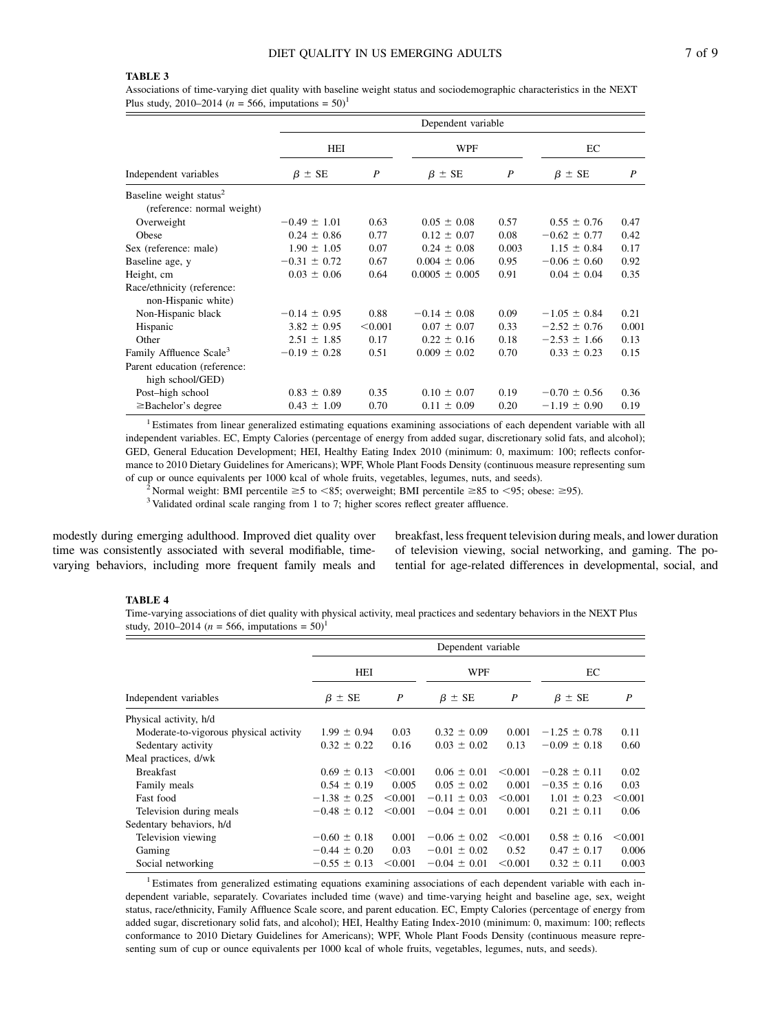**TABLE 3**

Associations of time-varying diet quality with baseline weight status and sociodemographic characteristics in the NEXT Plus study, 2010–2014 ($n$ = 566, imputations = 50)[1]

| | Dependent variable | | | | | |
|---|---|---|---|---|---|---|
| | HEI | | WPF | | EC | |
| Independent variables | $\beta \pm$ SE | $P$ | $\beta \pm$ SE | $P$ | $\beta \pm$ SE | $P$ |
| Baseline weight status[2] (reference: normal weight) | | | | | | |
| Overweight | −0.49 ± 1.01 | 0.63 | 0.05 ± 0.08 | 0.57 | 0.55 ± 0.76 | 0.47 |
| Obese | 0.24 ± 0.86 | 0.77 | 0.12 ± 0.07 | 0.08 | −0.62 ± 0.77 | 0.42 |
| Sex (reference: male) | 1.90 ± 1.05 | 0.07 | 0.24 ± 0.08 | 0.003 | 1.15 ± 0.84 | 0.17 |
| Baseline age, y | −0.31 ± 0.72 | 0.67 | 0.004 ± 0.06 | 0.95 | −0.06 ± 0.60 | 0.92 |
| Height, cm | 0.03 ± 0.06 | 0.64 | 0.0005 ± 0.005 | 0.91 | 0.04 ± 0.04 | 0.35 |
| Race/ethnicity (reference: non-Hispanic white) | | | | | | |
| Non-Hispanic black | −0.14 ± 0.95 | 0.88 | −0.14 ± 0.08 | 0.09 | −1.05 ± 0.84 | 0.21 |
| Hispanic | 3.82 ± 0.95 | <0.001 | 0.07 ± 0.07 | 0.33 | −2.52 ± 0.76 | 0.001 |
| Other | 2.51 ± 1.85 | 0.17 | 0.22 ± 0.16 | 0.18 | −2.53 ± 1.66 | 0.13 |
| Family Affluence Scale[3] | −0.19 ± 0.28 | 0.51 | 0.009 ± 0.02 | 0.70 | 0.33 ± 0.23 | 0.15 |
| Parent education (reference: high school/GED) | | | | | | |
| Post–high school | 0.83 ± 0.89 | 0.35 | 0.10 ± 0.07 | 0.19 | −0.70 ± 0.56 | 0.36 |
| ≥Bachelor's degree | 0.43 ± 1.09 | 0.70 | 0.11 ± 0.09 | 0.20 | −1.19 ± 0.90 | 0.19 |

[1] Estimates from linear generalized estimating equations examining associations of each dependent variable with all independent variables. EC, Empty Calories (percentage of energy from added sugar, discretionary solid fats, and alcohol); GED, General Education Development; HEI, Healthy Eating Index 2010 (minimum: 0, maximum: 100; reflects conformance to 2010 Dietary Guidelines for Americans); WPF, Whole Plant Foods Density (continuous measure representing sum of cup or ounce equivalents per 1000 kcal of whole fruits, vegetables, legumes, nuts, and seeds).

[2] Normal weight: BMI percentile ≥5 to <85; overweight; BMI percentile ≥85 to <95; obese: ≥95).

[3] Validated ordinal scale ranging from 1 to 7; higher scores reflect greater affluence.

modestly during emerging adulthood. Improved diet quality over time was consistently associated with several modifiable, time-varying behaviors, including more frequent family meals and breakfast, less frequent television during meals, and lower duration of television viewing, social networking, and gaming. The potential for age-related differences in developmental, social, and

**TABLE 4**

Time-varying associations of diet quality with physical activity, meal practices and sedentary behaviors in the NEXT Plus study, 2010–2014 ($n$ = 566, imputations = 50)[1]

| | Dependent variable | | | | | |
|---|---|---|---|---|---|---|
| | HEI | | WPF | | EC | |
| Independent variables | $\beta \pm$ SE | $P$ | $\beta \pm$ SE | $P$ | $\beta \pm$ SE | $P$ |
| Physical activity, h/d | | | | | | |
| Moderate-to-vigorous physical activity | 1.99 ± 0.94 | 0.03 | 0.32 ± 0.09 | 0.001 | −1.25 ± 0.78 | 0.11 |
| Sedentary activity | 0.32 ± 0.22 | 0.16 | 0.03 ± 0.02 | 0.13 | −0.09 ± 0.18 | 0.60 |
| Meal practices, d/wk | | | | | | |
| Breakfast | 0.69 ± 0.13 | <0.001 | 0.06 ± 0.01 | <0.001 | −0.28 ± 0.11 | 0.02 |
| Family meals | 0.54 ± 0.19 | 0.005 | 0.05 ± 0.02 | 0.001 | −0.35 ± 0.16 | 0.03 |
| Fast food | −1.38 ± 0.25 | <0.001 | −0.11 ± 0.03 | <0.001 | 1.01 ± 0.23 | <0.001 |
| Television during meals | −0.48 ± 0.12 | <0.001 | −0.04 ± 0.01 | 0.001 | 0.21 ± 0.11 | 0.06 |
| Sedentary behaviors, h/d | | | | | | |
| Television viewing | −0.60 ± 0.18 | 0.001 | −0.06 ± 0.02 | <0.001 | 0.58 ± 0.16 | <0.001 |
| Gaming | −0.44 ± 0.20 | 0.03 | −0.01 ± 0.02 | 0.52 | 0.47 ± 0.17 | 0.006 |
| Social networking | −0.55 ± 0.13 | <0.001 | −0.04 ± 0.01 | <0.001 | 0.32 ± 0.11 | 0.003 |

[1] Estimates from generalized estimating equations examining associations of each dependent variable with each independent variable, separately. Covariates included time (wave) and time-varying height and baseline age, sex, weight status, race/ethnicity, Family Affluence Scale score, and parent education. EC, Empty Calories (percentage of energy from added sugar, discretionary solid fats, and alcohol); HEI, Healthy Eating Index-2010 (minimum: 0, maximum: 100; reflects conformance to 2010 Dietary Guidelines for Americans); WPF, Whole Plant Foods Density (continuous measure representing sum of cup or ounce equivalents per 1000 kcal of whole fruits, vegetables, legumes, nuts, and seeds).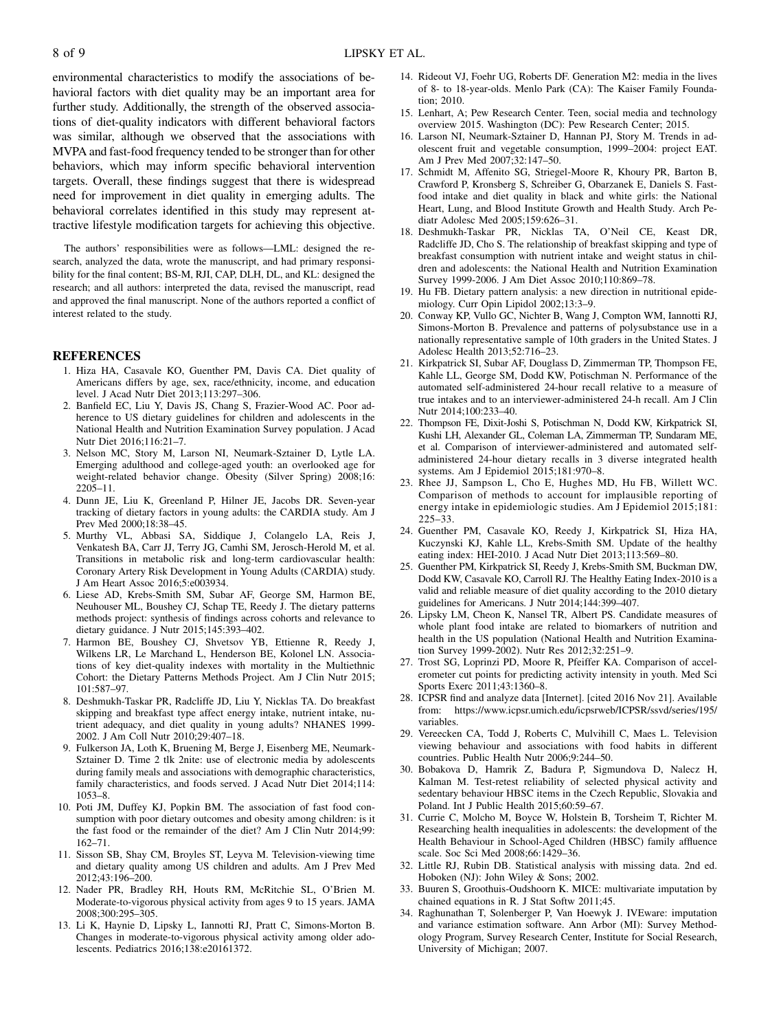environmental characteristics to modify the associations of behavioral factors with diet quality may be an important area for further study. Additionally, the strength of the observed associations of diet-quality indicators with different behavioral factors was similar, although we observed that the associations with MVPA and fast-food frequency tended to be stronger than for other behaviors, which may inform specific behavioral intervention targets. Overall, these findings suggest that there is widespread need for improvement in diet quality in emerging adults. The behavioral correlates identified in this study may represent attractive lifestyle modification targets for achieving this objective.

The authors' responsibilities were as follows—LML: designed the research, analyzed the data, wrote the manuscript, and had primary responsibility for the final content; BS-M, RJI, CAP, DLH, DL, and KL: designed the research; and all authors: interpreted the data, revised the manuscript, read and approved the final manuscript. None of the authors reported a conflict of interest related to the study.

## REFERENCES

1. Hiza HA, Casavale KO, Guenther PM, Davis CA. Diet quality of Americans differs by age, sex, race/ethnicity, income, and education level. J Acad Nutr Diet 2013;113:297–306.
2. Banfield EC, Liu Y, Davis JS, Chang S, Frazier-Wood AC. Poor adherence to US dietary guidelines for children and adolescents in the National Health and Nutrition Examination Survey population. J Acad Nutr Diet 2016;116:21–7.
3. Nelson MC, Story M, Larson NI, Neumark-Sztainer D, Lytle LA. Emerging adulthood and college-aged youth: an overlooked age for weight-related behavior change. Obesity (Silver Spring) 2008;16: 2205–11.
4. Dunn JE, Liu K, Greenland P, Hilner JE, Jacobs DR. Seven-year tracking of dietary factors in young adults: the CARDIA study. Am J Prev Med 2000;18:38–45.
5. Murthy VL, Abbasi SA, Siddique J, Colangelo LA, Reis J, Venkatesh BA, Carr JJ, Terry JG, Camhi SM, Jerosch-Herold M, et al. Transitions in metabolic risk and long-term cardiovascular health: Coronary Artery Risk Development in Young Adults (CARDIA) study. J Am Heart Assoc 2016;5:e003934.
6. Liese AD, Krebs-Smith SM, Subar AF, George SM, Harmon BE, Neuhouser ML, Boushey CJ, Schap TE, Reedy J. The dietary patterns methods project: synthesis of findings across cohorts and relevance to dietary guidance. J Nutr 2015;145:393–402.
7. Harmon BE, Boushey CJ, Shvetsov YB, Ettienne R, Reedy J, Wilkens LR, Le Marchand L, Henderson BE, Kolonel LN. Associations of key diet-quality indexes with mortality in the Multiethnic Cohort: the Dietary Patterns Methods Project. Am J Clin Nutr 2015; 101:587–97.
8. Deshmukh-Taskar PR, Radcliffe JD, Liu Y, Nicklas TA. Do breakfast skipping and breakfast type affect energy intake, nutrient intake, nutrient adequacy, and diet quality in young adults? NHANES 1999-2002. J Am Coll Nutr 2010;29:407–18.
9. Fulkerson JA, Loth K, Bruening M, Berge J, Eisenberg ME, Neumark-Sztainer D. Time 2 tlk 2nite: use of electronic media by adolescents during family meals and associations with demographic characteristics, family characteristics, and foods served. J Acad Nutr Diet 2014;114: 1053–8.
10. Poti JM, Duffey KJ, Popkin BM. The association of fast food consumption with poor dietary outcomes and obesity among children: is it the fast food or the remainder of the diet? Am J Clin Nutr 2014;99: 162–71.
11. Sisson SB, Shay CM, Broyles ST, Leyva M. Television-viewing time and dietary quality among US children and adults. Am J Prev Med 2012;43:196–200.
12. Nader PR, Bradley RH, Houts RM, McRitchie SL, O'Brien M. Moderate-to-vigorous physical activity from ages 9 to 15 years. JAMA 2008;300:295–305.
13. Li K, Haynie D, Lipsky L, Iannotti RJ, Pratt C, Simons-Morton B. Changes in moderate-to-vigorous physical activity among older adolescents. Pediatrics 2016;138:e20161372.
14. Rideout VJ, Foehr UG, Roberts DF. Generation M2: media in the lives of 8- to 18-year-olds. Menlo Park (CA): The Kaiser Family Foundation; 2010.
15. Lenhart, A; Pew Research Center. Teen, social media and technology overview 2015. Washington (DC): Pew Research Center; 2015.
16. Larson NI, Neumark-Sztainer D, Hannan PJ, Story M. Trends in adolescent fruit and vegetable consumption, 1999–2004: project EAT. Am J Prev Med 2007;32:147–50.
17. Schmidt M, Affenito SG, Striegel-Moore R, Khoury PR, Barton B, Crawford P, Kronsberg S, Schreiber G, Obarzanek E, Daniels S. Fast-food intake and diet quality in black and white girls: the National Heart, Lung, and Blood Institute Growth and Health Study. Arch Pediatr Adolesc Med 2005;159:626–31.
18. Deshmukh-Taskar PR, Nicklas TA, O'Neil CE, Keast DR, Radcliffe JD, Cho S. The relationship of breakfast skipping and type of breakfast consumption with nutrient intake and weight status in children and adolescents: the National Health and Nutrition Examination Survey 1999-2006. J Am Diet Assoc 2010;110:869–78.
19. Hu FB. Dietary pattern analysis: a new direction in nutritional epidemiology. Curr Opin Lipidol 2002;13:3–9.
20. Conway KP, Vullo GC, Nichter B, Wang J, Compton WM, Iannotti RJ, Simons-Morton B. Prevalence and patterns of polysubstance use in a nationally representative sample of 10th graders in the United States. J Adolesc Health 2013;52:716–23.
21. Kirkpatrick SI, Subar AF, Douglass D, Zimmerman TP, Thompson FE, Kahle LL, George SM, Dodd KW, Potischman N. Performance of the automated self-administered 24-hour recall relative to a measure of true intakes and to an interviewer-administered 24-h recall. Am J Clin Nutr 2014;100:233–40.
22. Thompson FE, Dixit-Joshi S, Potischman N, Dodd KW, Kirkpatrick SI, Kushi LH, Alexander GL, Coleman LA, Zimmerman TP, Sundaram ME, et al. Comparison of interviewer-administered and automated self-administered 24-hour dietary recalls in 3 diverse integrated health systems. Am J Epidemiol 2015;181:970–8.
23. Rhee JJ, Sampson L, Cho E, Hughes MD, Hu FB, Willett WC. Comparison of methods to account for implausible reporting of energy intake in epidemiologic studies. Am J Epidemiol 2015;181: 225–33.
24. Guenther PM, Casavale KO, Reedy J, Kirkpatrick SI, Hiza HA, Kuczynski KJ, Kahle LL, Krebs-Smith SM. Update of the healthy eating index: HEI-2010. J Acad Nutr Diet 2013;113:569–80.
25. Guenther PM, Kirkpatrick SI, Reedy J, Krebs-Smith SM, Buckman DW, Dodd KW, Casavale KO, Carroll RJ. The Healthy Eating Index-2010 is a valid and reliable measure of diet quality according to the 2010 dietary guidelines for Americans. J Nutr 2014;144:399–407.
26. Lipsky LM, Cheon K, Nansel TR, Albert PS. Candidate measures of whole plant food intake are related to biomarkers of nutrition and health in the US population (National Health and Nutrition Examination Survey 1999-2002). Nutr Res 2012;32:251–9.
27. Trost SG, Loprinzi PD, Moore R, Pfeiffer KA. Comparison of accelerometer cut points for predicting activity intensity in youth. Med Sci Sports Exerc 2011;43:1360–8.
28. ICPSR find and analyze data [Internet]. [cited 2016 Nov 21]. Available from: https://www.icpsr.umich.edu/icpsrweb/ICPSR/ssvd/series/195/variables.
29. Vereecken CA, Todd J, Roberts C, Mulvihill C, Maes L. Television viewing behaviour and associations with food habits in different countries. Public Health Nutr 2006;9:244–50.
30. Bobakova D, Hamrik Z, Badura P, Sigmundova D, Nalecz H, Kalman M. Test-retest reliability of selected physical activity and sedentary behaviour HBSC items in the Czech Republic, Slovakia and Poland. Int J Public Health 2015;60:59–67.
31. Currie C, Molcho M, Boyce W, Holstein B, Torsheim T, Richter M. Researching health inequalities in adolescents: the development of the Health Behaviour in School-Aged Children (HBSC) family affluence scale. Soc Sci Med 2008;66:1429–36.
32. Little RJ, Rubin DB. Statistical analysis with missing data. 2nd ed. Hoboken (NJ): John Wiley & Sons; 2002.
33. Buuren S, Groothuis-Oudshoorn K. MICE: multivariate imputation by chained equations in R. J Stat Softw 2011;45.
34. Raghunathan T, Solenberger P, Van Hoewyk J. IVEware: imputation and variance estimation software. Ann Arbor (MI): Survey Methodology Program, Survey Research Center, Institute for Social Research, University of Michigan; 2007.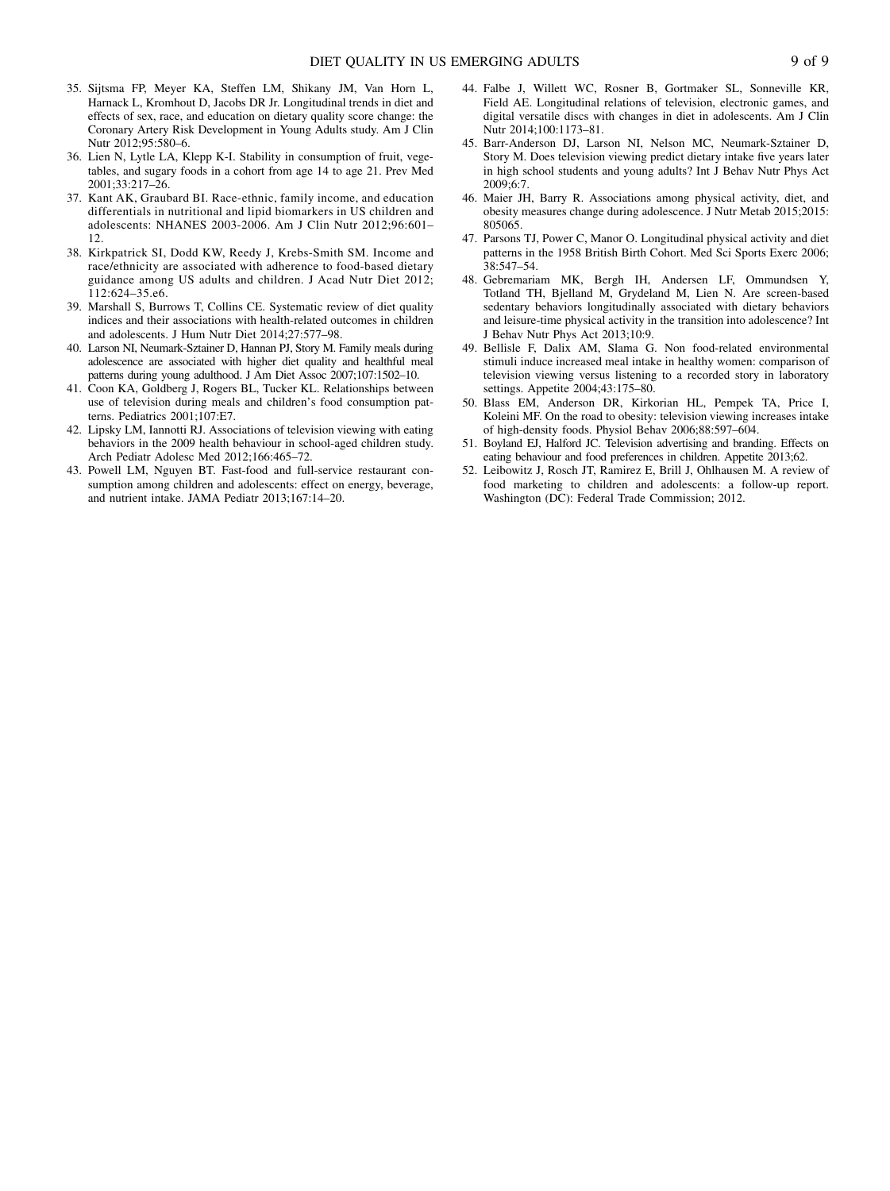35. Sijtsma FP, Meyer KA, Steffen LM, Shikany JM, Van Horn L, Harnack L, Kromhout D, Jacobs DR Jr. Longitudinal trends in diet and effects of sex, race, and education on dietary quality score change: the Coronary Artery Risk Development in Young Adults study. Am J Clin Nutr 2012;95:580–6.
36. Lien N, Lytle LA, Klepp K-I. Stability in consumption of fruit, vegetables, and sugary foods in a cohort from age 14 to age 21. Prev Med 2001;33:217–26.
37. Kant AK, Graubard BI. Race-ethnic, family income, and education differentials in nutritional and lipid biomarkers in US children and adolescents: NHANES 2003-2006. Am J Clin Nutr 2012;96:601–12.
38. Kirkpatrick SI, Dodd KW, Reedy J, Krebs-Smith SM. Income and race/ethnicity are associated with adherence to food-based dietary guidance among US adults and children. J Acad Nutr Diet 2012; 112:624–35.e6.
39. Marshall S, Burrows T, Collins CE. Systematic review of diet quality indices and their associations with health-related outcomes in children and adolescents. J Hum Nutr Diet 2014;27:577–98.
40. Larson NI, Neumark-Sztainer D, Hannan PJ, Story M. Family meals during adolescence are associated with higher diet quality and healthful meal patterns during young adulthood. J Am Diet Assoc 2007;107:1502–10.
41. Coon KA, Goldberg J, Rogers BL, Tucker KL. Relationships between use of television during meals and children's food consumption patterns. Pediatrics 2001;107:E7.
42. Lipsky LM, Iannotti RJ. Associations of television viewing with eating behaviors in the 2009 health behaviour in school-aged children study. Arch Pediatr Adolesc Med 2012;166:465–72.
43. Powell LM, Nguyen BT. Fast-food and full-service restaurant consumption among children and adolescents: effect on energy, beverage, and nutrient intake. JAMA Pediatr 2013;167:14–20.
44. Falbe J, Willett WC, Rosner B, Gortmaker SL, Sonneville KR, Field AE. Longitudinal relations of television, electronic games, and digital versatile discs with changes in diet in adolescents. Am J Clin Nutr 2014;100:1173–81.
45. Barr-Anderson DJ, Larson NI, Nelson MC, Neumark-Sztainer D, Story M. Does television viewing predict dietary intake five years later in high school students and young adults? Int J Behav Nutr Phys Act 2009;6:7.
46. Maier JH, Barry R. Associations among physical activity, diet, and obesity measures change during adolescence. J Nutr Metab 2015;2015: 805065.
47. Parsons TJ, Power C, Manor O. Longitudinal physical activity and diet patterns in the 1958 British Birth Cohort. Med Sci Sports Exerc 2006; 38:547–54.
48. Gebremariam MK, Bergh IH, Andersen LF, Ommundsen Y, Totland TH, Bjelland M, Grydeland M, Lien N. Are screen-based sedentary behaviors longitudinally associated with dietary behaviors and leisure-time physical activity in the transition into adolescence? Int J Behav Nutr Phys Act 2013;10:9.
49. Bellisle F, Dalix AM, Slama G. Non food-related environmental stimuli induce increased meal intake in healthy women: comparison of television viewing versus listening to a recorded story in laboratory settings. Appetite 2004;43:175–80.
50. Blass EM, Anderson DR, Kirkorian HL, Pempek TA, Price I, Koleini MF. On the road to obesity: television viewing increases intake of high-density foods. Physiol Behav 2006;88:597–604.
51. Boyland EJ, Halford JC. Television advertising and branding. Effects on eating behaviour and food preferences in children. Appetite 2013;62.
52. Leibowitz J, Rosch JT, Ramirez E, Brill J, Ohlhausen M. A review of food marketing to children and adolescents: a follow-up report. Washington (DC): Federal Trade Commission; 2012.